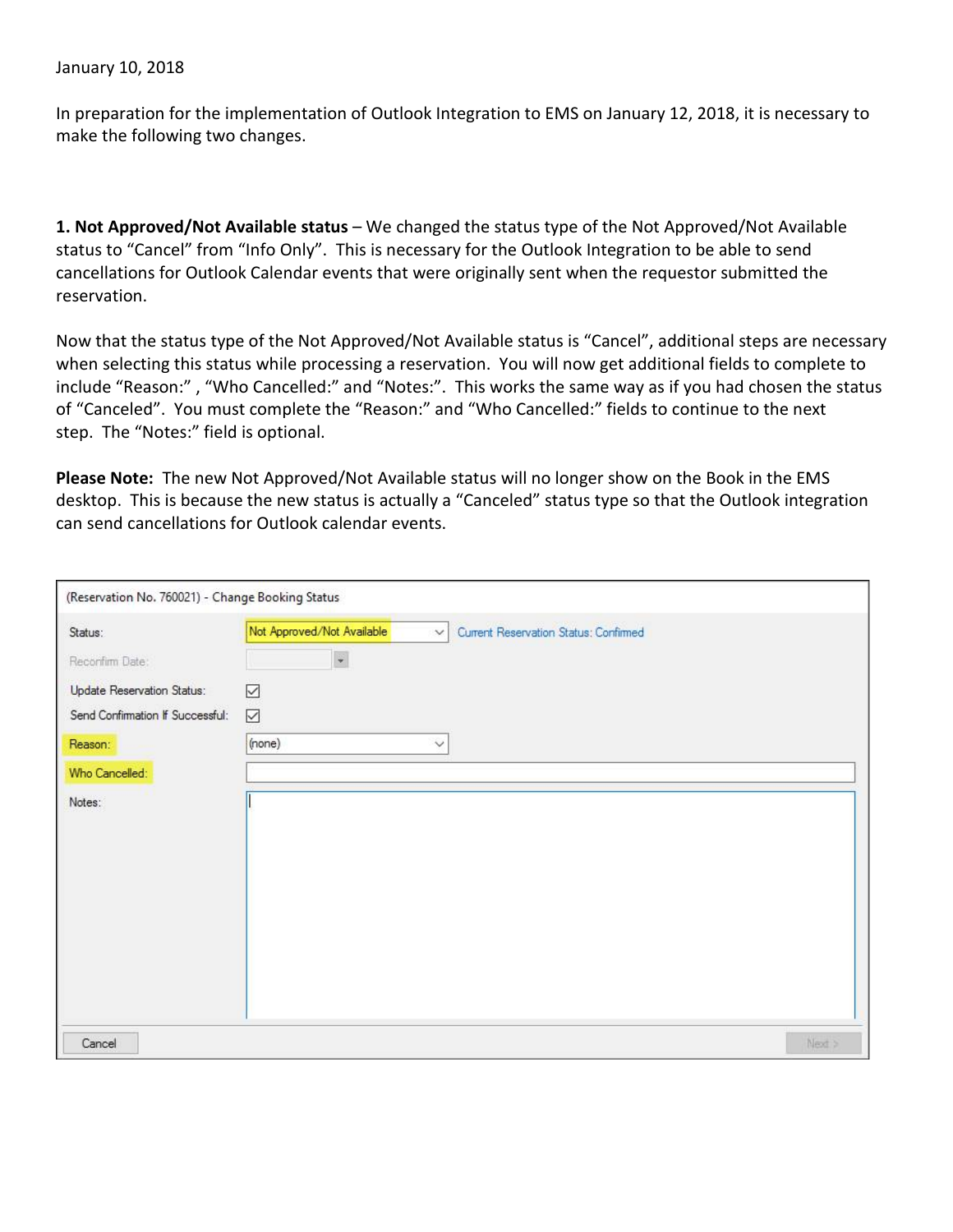January 10, 2018

In preparation for the implementation of Outlook Integration to EMS on January 12, 2018, it is necessary to make the following two changes.

**1. Not Approved/Not Available status** – We changed the status type of the Not Approved/Not Available status to "Cancel" from "Info Only". This is necessary for the Outlook Integration to be able to send cancellations for Outlook Calendar events that were originally sent when the requestor submitted the reservation.

Now that the status type of the Not Approved/Not Available status is "Cancel", additional steps are necessary when selecting this status while processing a reservation. You will now get additional fields to complete to include "Reason:", "Who Cancelled:" and "Notes:". This works the same way as if you had chosen the status of "Canceled". You must complete the "Reason:" and "Who Cancelled:" fields to continue to the next step. The "Notes:" field is optional.

**Please Note:** The new Not Approved/Not Available status will no longer show on the Book in the EMS desktop. This is because the new status is actually a "Canceled" status type so that the Outlook integration can send cancellations for Outlook calendar events.

(Reservation No. 760021) - Change Booking Status

| Field | Value |
| --- | --- |
| Status: | Not Approved/Not Available — Current Reservation Status: Confirmed |
| Reconfirm Date: | |
| Update Reservation Status: | ☑ |
| Send Confirmation If Successful: | ☑ |
| Reason: | (none) |
| Who Cancelled: | |
| Notes: | |

Cancel | Next >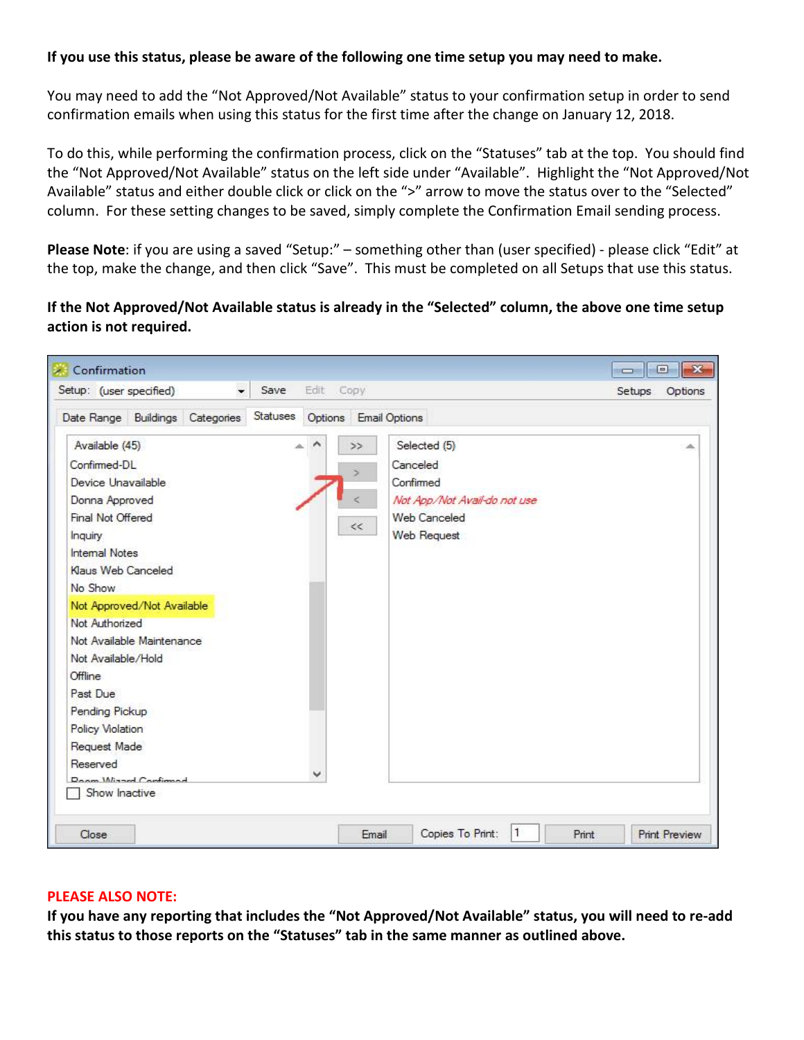**If you use this status, please be aware of the following one time setup you may need to make.**

You may need to add the “Not Approved/Not Available” status to your confirmation setup in order to send confirmation emails when using this status for the first time after the change on January 12, 2018.

To do this, while performing the confirmation process, click on the “Statuses” tab at the top. You should find the “Not Approved/Not Available” status on the left side under “Available”. Highlight the “Not Approved/Not Available” status and either double click or click on the “>” arrow to move the status over to the “Selected” column. For these setting changes to be saved, simply complete the Confirmation Email sending process.

**Please Note**: if you are using a saved “Setup:” – something other than (user specified) - please click “Edit” at the top, make the change, and then click “Save”. This must be completed on all Setups that use this status.

**If the Not Approved/Not Available status is already in the “Selected” column, the above one time setup action is not required.**

**PLEASE ALSO NOTE:**

**If you have any reporting that includes the “Not Approved/Not Available” status, you will need to re-add this status to those reports on the “Statuses” tab in the same manner as outlined above.**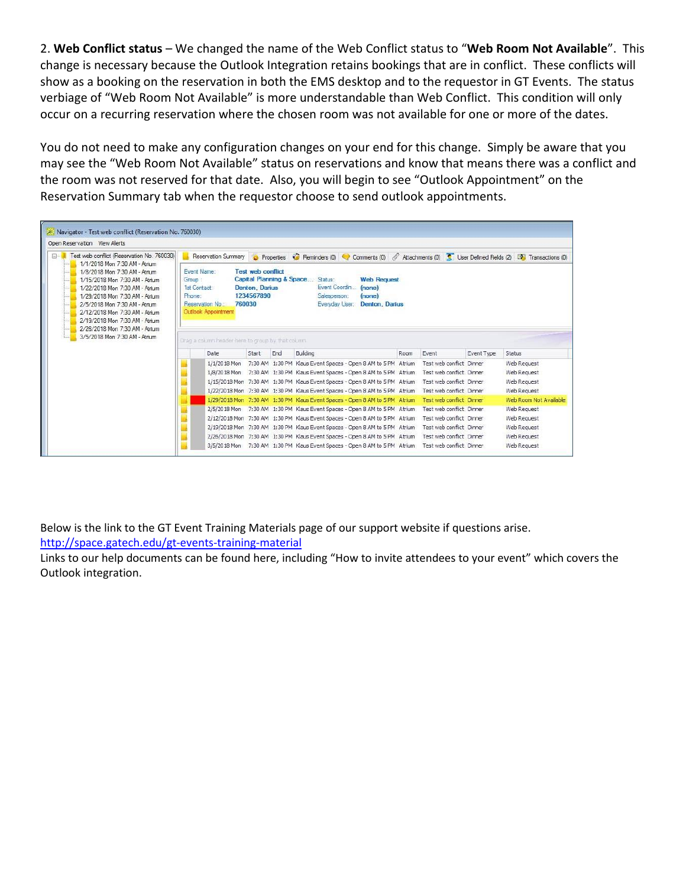2. **Web Conflict status** – We changed the name of the Web Conflict status to "**Web Room Not Available**". This change is necessary because the Outlook Integration retains bookings that are in conflict. These conflicts will show as a booking on the reservation in both the EMS desktop and to the requestor in GT Events. The status verbiage of "Web Room Not Available" is more understandable than Web Conflict. This condition will only occur on a recurring reservation where the chosen room was not available for one or more of the dates.

You do not need to make any configuration changes on your end for this change. Simply be aware that you may see the "Web Room Not Available" status on reservations and know that means there was a conflict and the room was not reserved for that date. Also, you will begin to see "Outlook Appointment" on the Reservation Summary tab when the requestor choose to send outlook appointments.

Below is the link to the GT Event Training Materials page of our support website if questions arise.
http://space.gatech.edu/gt-events-training-material
Links to our help documents can be found here, including "How to invite attendees to your event" which covers the Outlook integration.